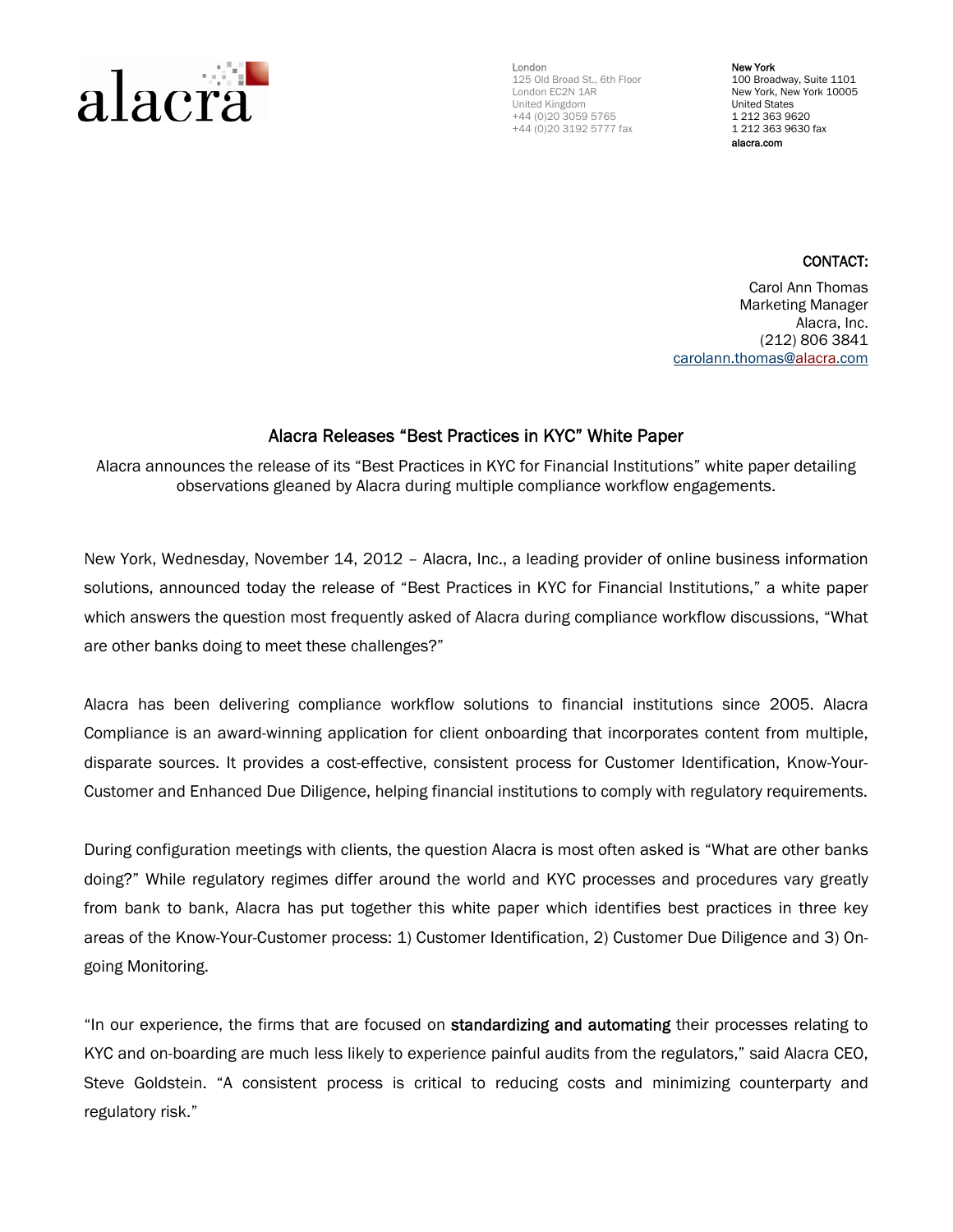alacra

London
125 Old Broad St., 6th Floor
London EC2N 1AR
United Kingdom
+44 (0)20 3059 5765
+44 (0)20 3192 5777 fax

New York
100 Broadway, Suite 1101
New York, New York 10005
United States
1 212 363 9620
1 212 363 9630 fax
alacra.com

**CONTACT:**

Carol Ann Thomas
Marketing Manager
Alacra, Inc.
(212) 806 3841
carolann.thomas@alacra.com

## Alacra Releases "Best Practices in KYC" White Paper

Alacra announces the release of its "Best Practices in KYC for Financial Institutions" white paper detailing observations gleaned by Alacra during multiple compliance workflow engagements.

New York, Wednesday, November 14, 2012 – Alacra, Inc., a leading provider of online business information solutions, announced today the release of "Best Practices in KYC for Financial Institutions," a white paper which answers the question most frequently asked of Alacra during compliance workflow discussions, "What are other banks doing to meet these challenges?"

Alacra has been delivering compliance workflow solutions to financial institutions since 2005. Alacra Compliance is an award-winning application for client onboarding that incorporates content from multiple, disparate sources. It provides a cost-effective, consistent process for Customer Identification, Know-Your-Customer and Enhanced Due Diligence, helping financial institutions to comply with regulatory requirements.

During configuration meetings with clients, the question Alacra is most often asked is "What are other banks doing?" While regulatory regimes differ around the world and KYC processes and procedures vary greatly from bank to bank, Alacra has put together this white paper which identifies best practices in three key areas of the Know-Your-Customer process: 1) Customer Identification, 2) Customer Due Diligence and 3) On-going Monitoring.

"In our experience, the firms that are focused on **standardizing and automating** their processes relating to KYC and on-boarding are much less likely to experience painful audits from the regulators," said Alacra CEO, Steve Goldstein. "A consistent process is critical to reducing costs and minimizing counterparty and regulatory risk."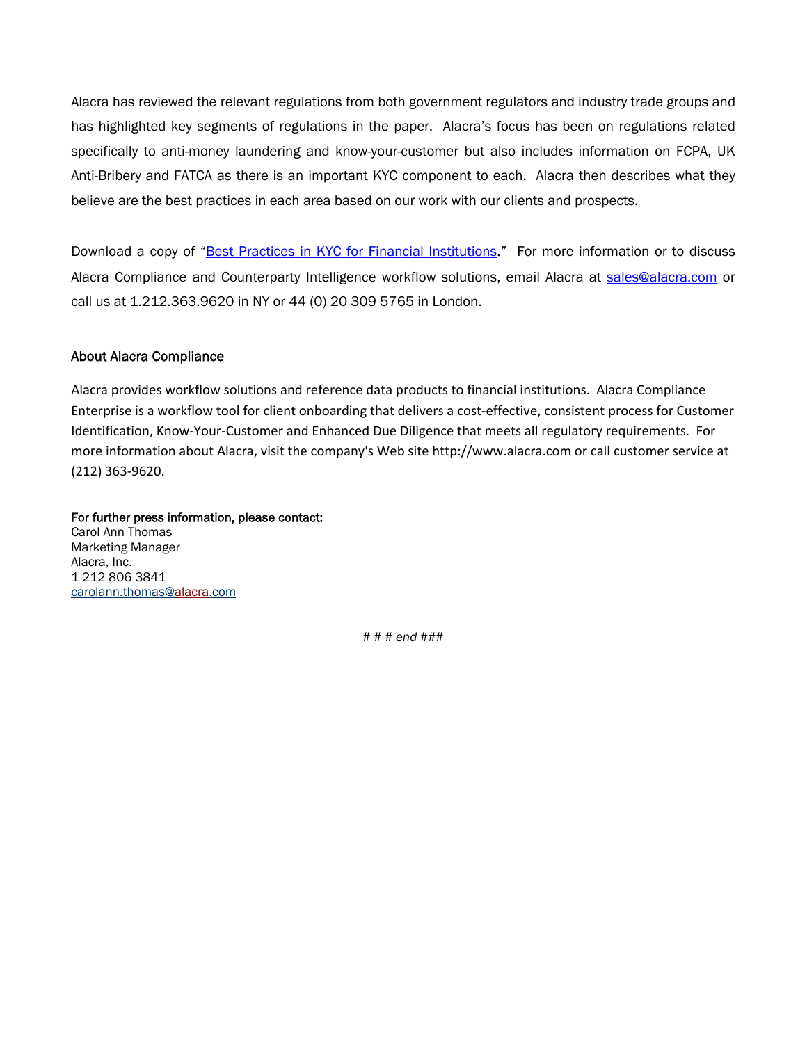Alacra has reviewed the relevant regulations from both government regulators and industry trade groups and has highlighted key segments of regulations in the paper. Alacra's focus has been on regulations related specifically to anti-money laundering and know-your-customer but also includes information on FCPA, UK Anti-Bribery and FATCA as there is an important KYC component to each. Alacra then describes what they believe are the best practices in each area based on our work with our clients and prospects.

Download a copy of "Best Practices in KYC for Financial Institutions." For more information or to discuss Alacra Compliance and Counterparty Intelligence workflow solutions, email Alacra at sales@alacra.com or call us at 1.212.363.9620 in NY or 44 (0) 20 309 5765 in London.

## About Alacra Compliance

Alacra provides workflow solutions and reference data products to financial institutions. Alacra Compliance Enterprise is a workflow tool for client onboarding that delivers a cost-effective, consistent process for Customer Identification, Know-Your-Customer and Enhanced Due Diligence that meets all regulatory requirements. For more information about Alacra, visit the company's Web site http://www.alacra.com or call customer service at (212) 363-9620.

**For further press information, please contact:**
Carol Ann Thomas
Marketing Manager
Alacra, Inc.
1 212 806 3841
carolann.thomas@alacra.com

*# # # end ###*